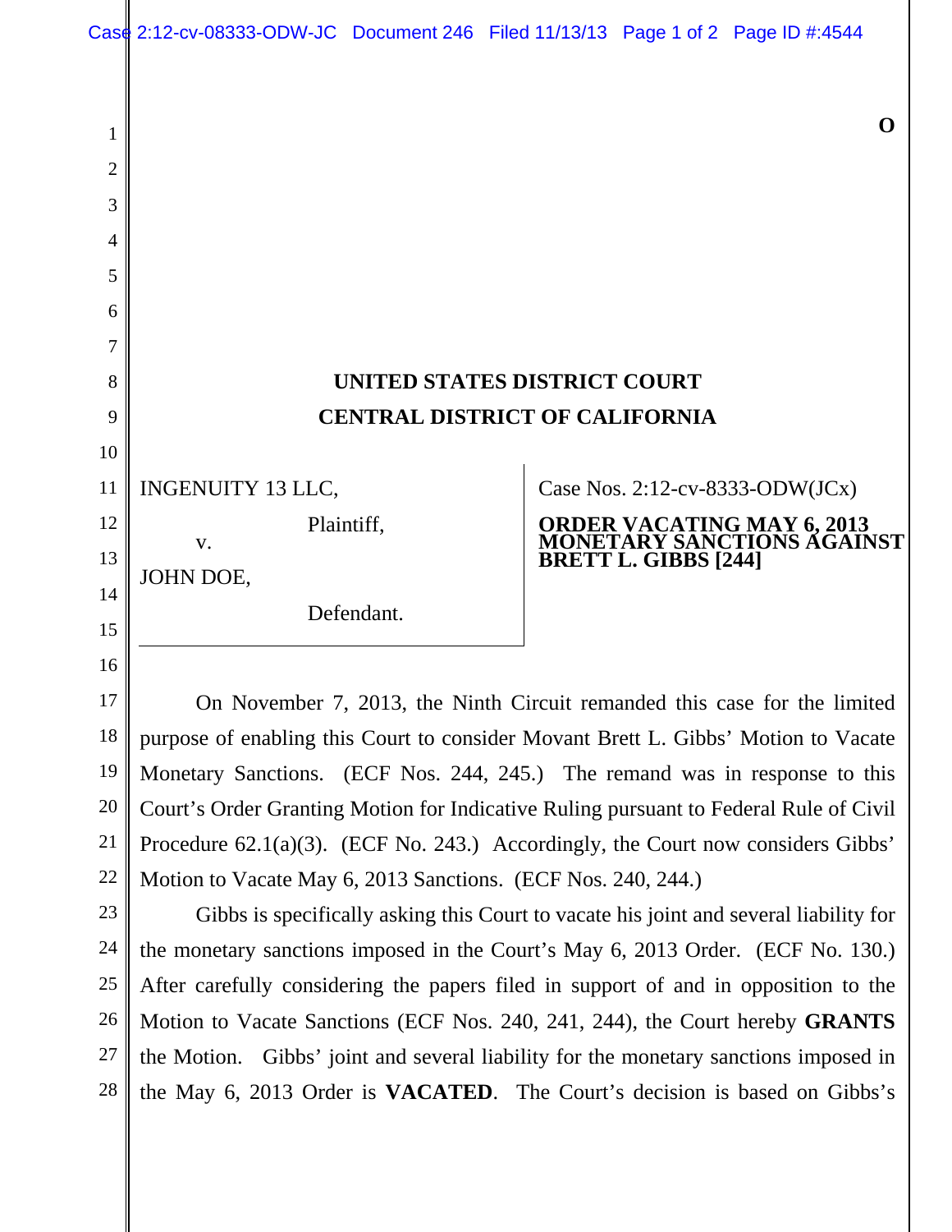O

**UNITED STATES DISTRICT COURT**
**CENTRAL DISTRICT OF CALIFORNIA**

INGENUITY 13 LLC,

Plaintiff,

v.

JOHN DOE,

Defendant.

Case Nos. 2:12-cv-8333-ODW(JCx)

**ORDER VACATING MAY 6, 2013 MONETARY SANCTIONS AGAINST BRETT L. GIBBS [244]**

On November 7, 2013, the Ninth Circuit remanded this case for the limited purpose of enabling this Court to consider Movant Brett L. Gibbs' Motion to Vacate Monetary Sanctions. (ECF Nos. 244, 245.) The remand was in response to this Court's Order Granting Motion for Indicative Ruling pursuant to Federal Rule of Civil Procedure 62.1(a)(3). (ECF No. 243.) Accordingly, the Court now considers Gibbs' Motion to Vacate May 6, 2013 Sanctions. (ECF Nos. 240, 244.)

Gibbs is specifically asking this Court to vacate his joint and several liability for the monetary sanctions imposed in the Court's May 6, 2013 Order. (ECF No. 130.) After carefully considering the papers filed in support of and in opposition to the Motion to Vacate Sanctions (ECF Nos. 240, 241, 244), the Court hereby **GRANTS** the Motion. Gibbs' joint and several liability for the monetary sanctions imposed in the May 6, 2013 Order is **VACATED**. The Court's decision is based on Gibbs's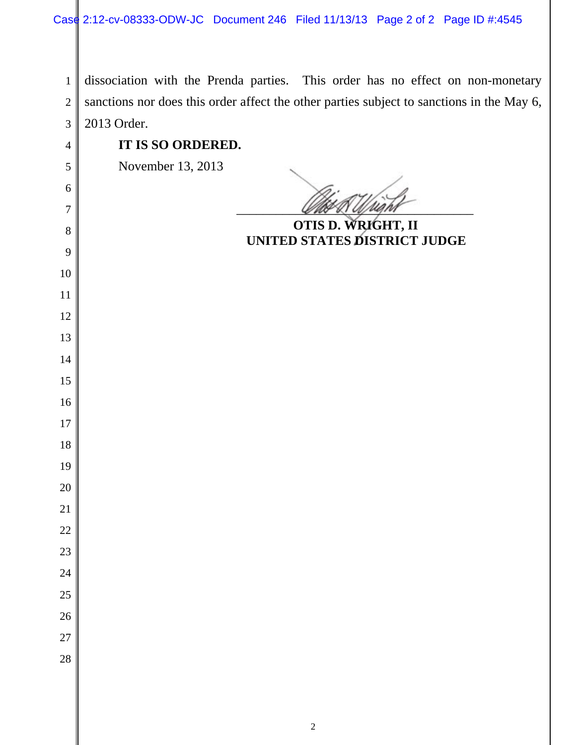dissociation with the Prenda parties. This order has no effect on non-monetary sanctions nor does this order affect the other parties subject to sanctions in the May 6, 2013 Order.

**IT IS SO ORDERED.**

November 13, 2013

**OTIS D. WRIGHT, II**
**UNITED STATES DISTRICT JUDGE**